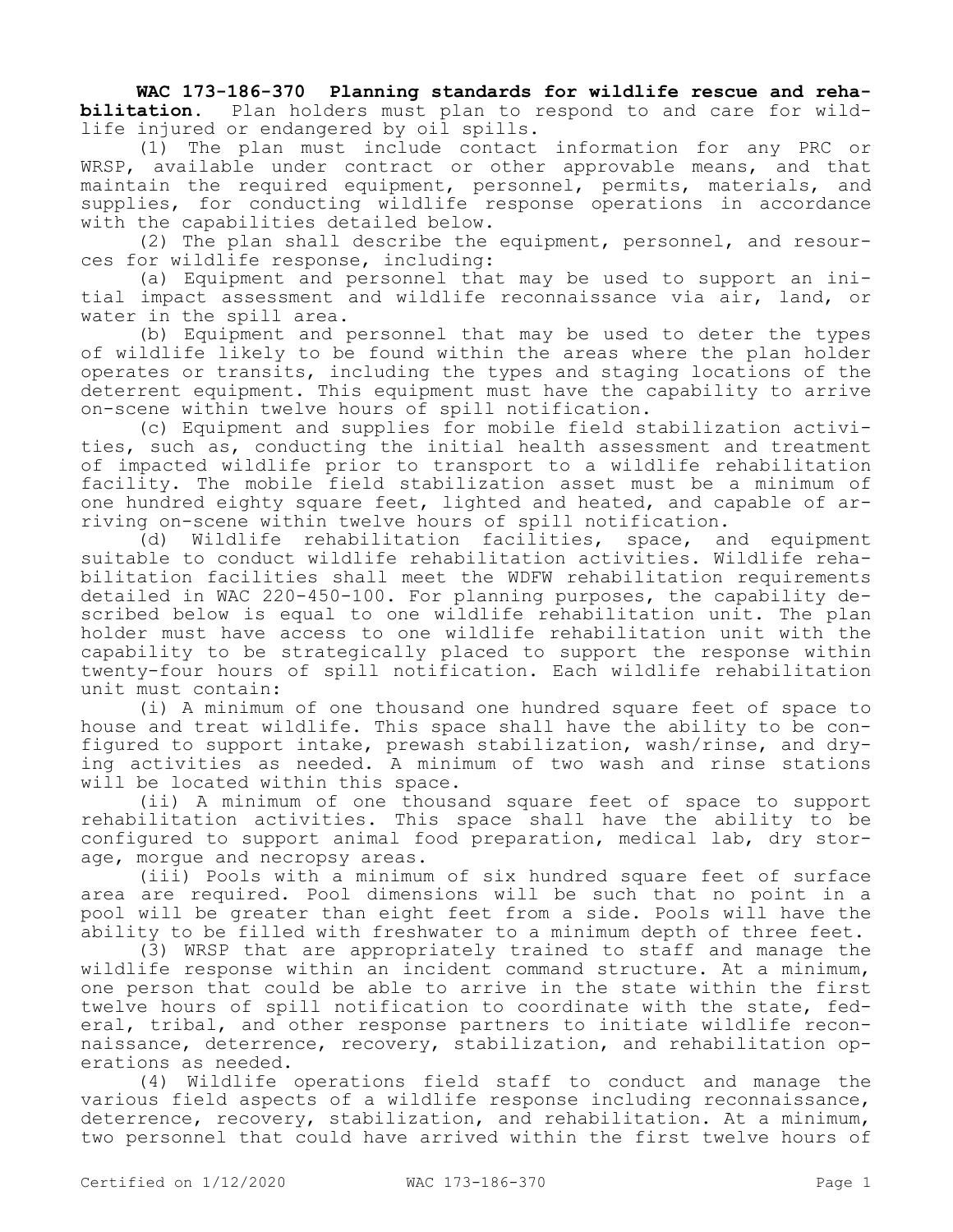**WAC 173-186-370 Planning standards for wildlife rescue and rehabilitation.** Plan holders must plan to respond to and care for wildlife injured or endangered by oil spills.

(1) The plan must include contact information for any PRC or WRSP, available under contract or other approvable means, and that maintain the required equipment, personnel, permits, materials, and supplies, for conducting wildlife response operations in accordance with the capabilities detailed below.

(2) The plan shall describe the equipment, personnel, and resources for wildlife response, including:

(a) Equipment and personnel that may be used to support an initial impact assessment and wildlife reconnaissance via air, land, or water in the spill area.

(b) Equipment and personnel that may be used to deter the types of wildlife likely to be found within the areas where the plan holder operates or transits, including the types and staging locations of the deterrent equipment. This equipment must have the capability to arrive on-scene within twelve hours of spill notification.

(c) Equipment and supplies for mobile field stabilization activities, such as, conducting the initial health assessment and treatment of impacted wildlife prior to transport to a wildlife rehabilitation facility. The mobile field stabilization asset must be a minimum of one hundred eighty square feet, lighted and heated, and capable of arriving on-scene within twelve hours of spill notification.

(d) Wildlife rehabilitation facilities, space, and equipment suitable to conduct wildlife rehabilitation activities. Wildlife rehabilitation facilities shall meet the WDFW rehabilitation requirements detailed in WAC 220-450-100. For planning purposes, the capability described below is equal to one wildlife rehabilitation unit. The plan holder must have access to one wildlife rehabilitation unit with the capability to be strategically placed to support the response within twenty-four hours of spill notification. Each wildlife rehabilitation unit must contain:

(i) A minimum of one thousand one hundred square feet of space to house and treat wildlife. This space shall have the ability to be configured to support intake, prewash stabilization, wash/rinse, and drying activities as needed. A minimum of two wash and rinse stations will be located within this space.

(ii) A minimum of one thousand square feet of space to support rehabilitation activities. This space shall have the ability to be configured to support animal food preparation, medical lab, dry storage, morgue and necropsy areas.

(iii) Pools with a minimum of six hundred square feet of surface area are required. Pool dimensions will be such that no point in a pool will be greater than eight feet from a side. Pools will have the ability to be filled with freshwater to a minimum depth of three feet.

(3) WRSP that are appropriately trained to staff and manage the wildlife response within an incident command structure. At a minimum, one person that could be able to arrive in the state within the first twelve hours of spill notification to coordinate with the state, federal, tribal, and other response partners to initiate wildlife reconnaissance, deterrence, recovery, stabilization, and rehabilitation operations as needed.

(4) Wildlife operations field staff to conduct and manage the various field aspects of a wildlife response including reconnaissance, deterrence, recovery, stabilization, and rehabilitation. At a minimum, two personnel that could have arrived within the first twelve hours of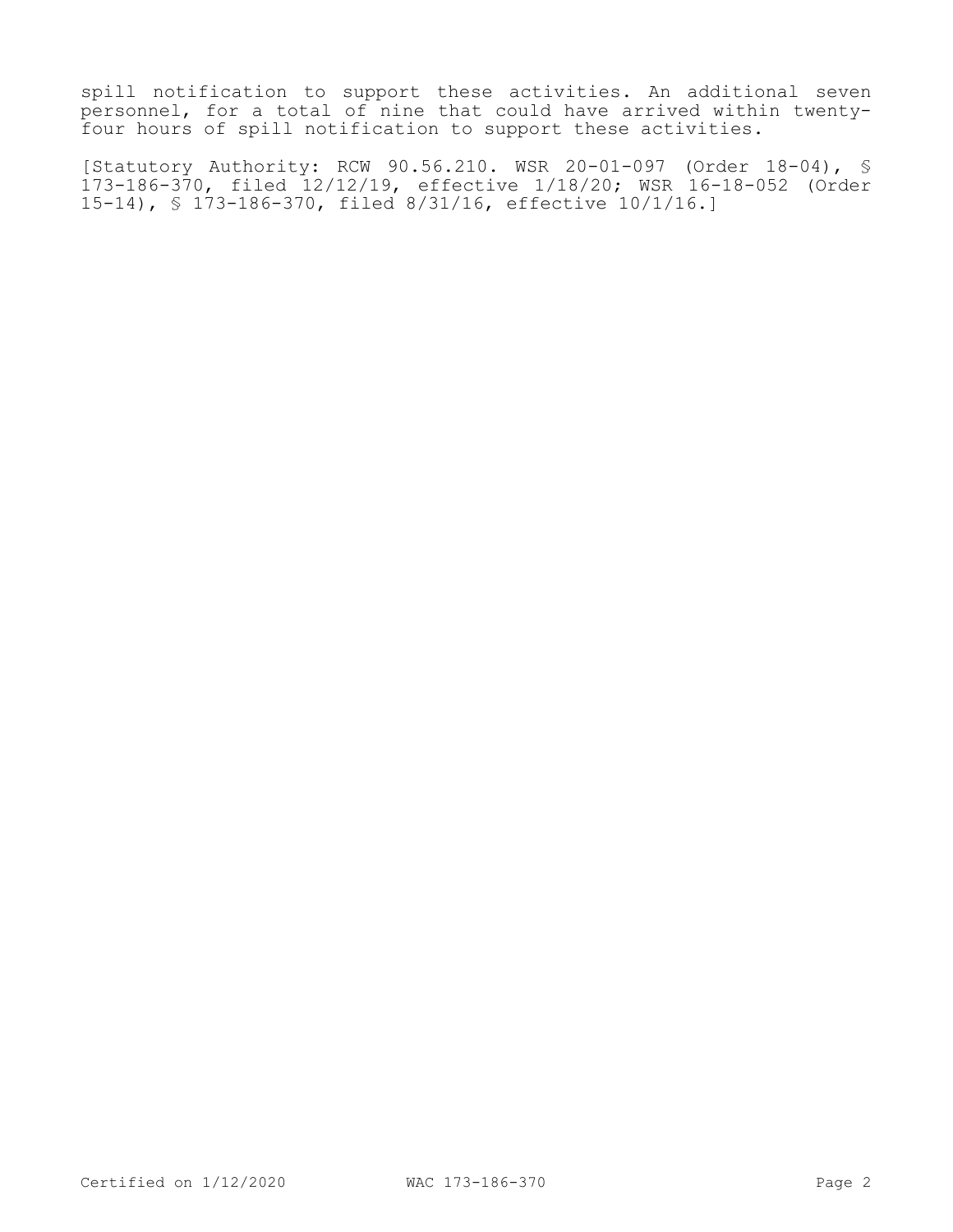spill notification to support these activities. An additional seven personnel, for a total of nine that could have arrived within twenty-four hours of spill notification to support these activities.

[Statutory Authority: RCW 90.56.210. WSR 20-01-097 (Order 18-04), § 173-186-370, filed 12/12/19, effective 1/18/20; WSR 16-18-052 (Order 15-14), § 173-186-370, filed 8/31/16, effective 10/1/16.]